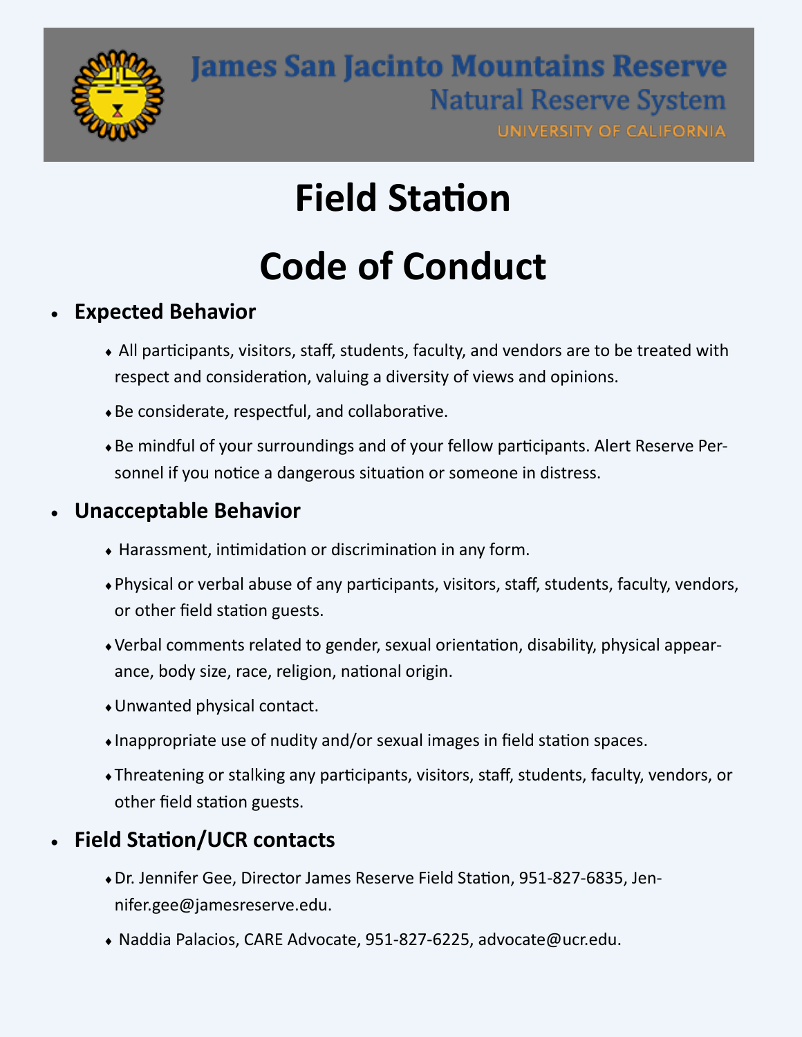James San Jacinto Mountains Reserve
Natural Reserve System
UNIVERSITY OF CALIFORNIA

# Field Station

# Code of Conduct

- **Expected Behavior**
  - All participants, visitors, staff, students, faculty, and vendors are to be treated with respect and consideration, valuing a diversity of views and opinions.
  - Be considerate, respectful, and collaborative.
  - Be mindful of your surroundings and of your fellow participants. Alert Reserve Personnel if you notice a dangerous situation or someone in distress.
- **Unacceptable Behavior**
  - Harassment, intimidation or discrimination in any form.
  - Physical or verbal abuse of any participants, visitors, staff, students, faculty, vendors, or other field station guests.
  - Verbal comments related to gender, sexual orientation, disability, physical appearance, body size, race, religion, national origin.
  - Unwanted physical contact.
  - Inappropriate use of nudity and/or sexual images in field station spaces.
  - Threatening or stalking any participants, visitors, staff, students, faculty, vendors, or other field station guests.
- **Field Station/UCR contacts**
  - Dr. Jennifer Gee, Director James Reserve Field Station, 951-827-6835, Jennifer.gee@jamesreserve.edu.
  - Naddia Palacios, CARE Advocate, 951-827-6225, advocate@ucr.edu.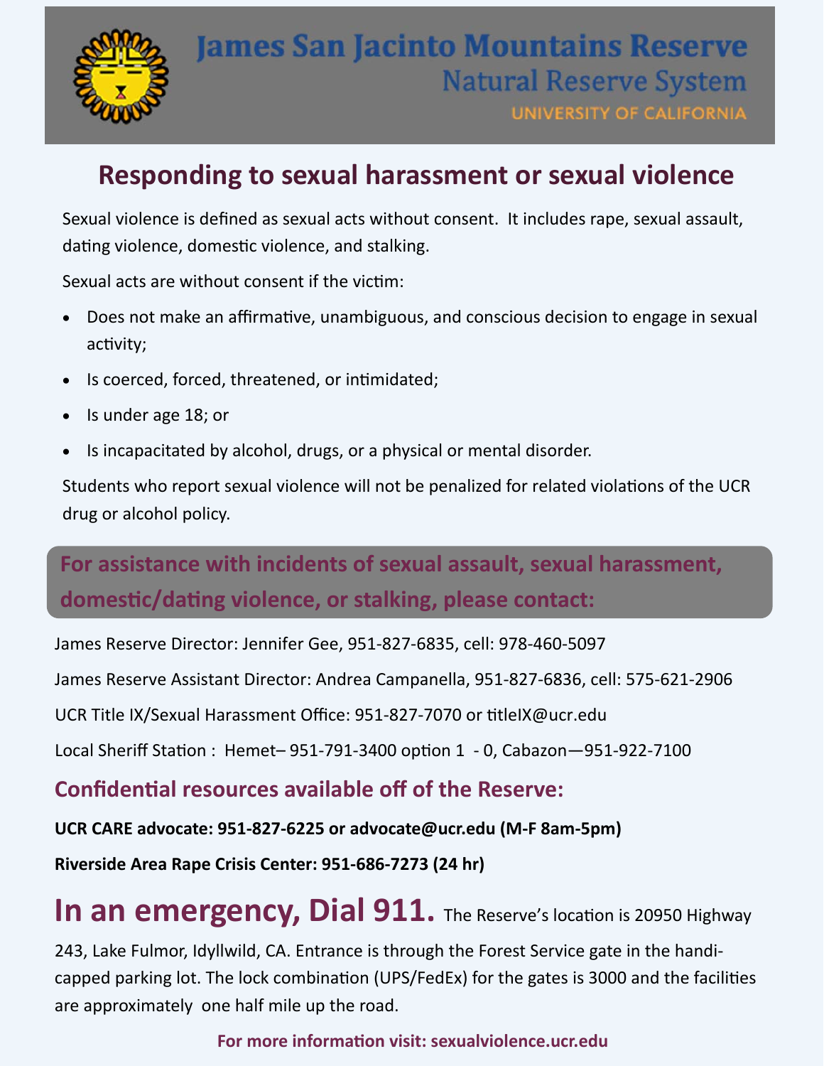James San Jacinto Mountains Reserve
Natural Reserve System
UNIVERSITY OF CALIFORNIA

## Responding to sexual harassment or sexual violence

Sexual violence is defined as sexual acts without consent. It includes rape, sexual assault, dating violence, domestic violence, and stalking.

Sexual acts are without consent if the victim:

- Does not make an affirmative, unambiguous, and conscious decision to engage in sexual activity;
- Is coerced, forced, threatened, or intimidated;
- Is under age 18; or
- Is incapacitated by alcohol, drugs, or a physical or mental disorder.

Students who report sexual violence will not be penalized for related violations of the UCR drug or alcohol policy.

### For assistance with incidents of sexual assault, sexual harassment, domestic/dating violence, or stalking, please contact:

James Reserve Director: Jennifer Gee, 951-827-6835, cell: 978-460-5097

James Reserve Assistant Director: Andrea Campanella, 951-827-6836, cell: 575-621-2906

UCR Title IX/Sexual Harassment Office: 951-827-7070 or titleIX@ucr.edu

Local Sheriff Station : Hemet– 951-791-3400 option 1 - 0, Cabazon—951-922-7100

### Confidential resources available off of the Reserve:

**UCR CARE advocate: 951-827-6225 or advocate@ucr.edu (M-F 8am-5pm)**

**Riverside Area Rape Crisis Center: 951-686-7273 (24 hr)**

**In an emergency, Dial 911.** The Reserve's location is 20950 Highway 243, Lake Fulmor, Idyllwild, CA. Entrance is through the Forest Service gate in the handicapped parking lot. The lock combination (UPS/FedEx) for the gates is 3000 and the facilities are approximately one half mile up the road.

**For more information visit: sexualviolence.ucr.edu**